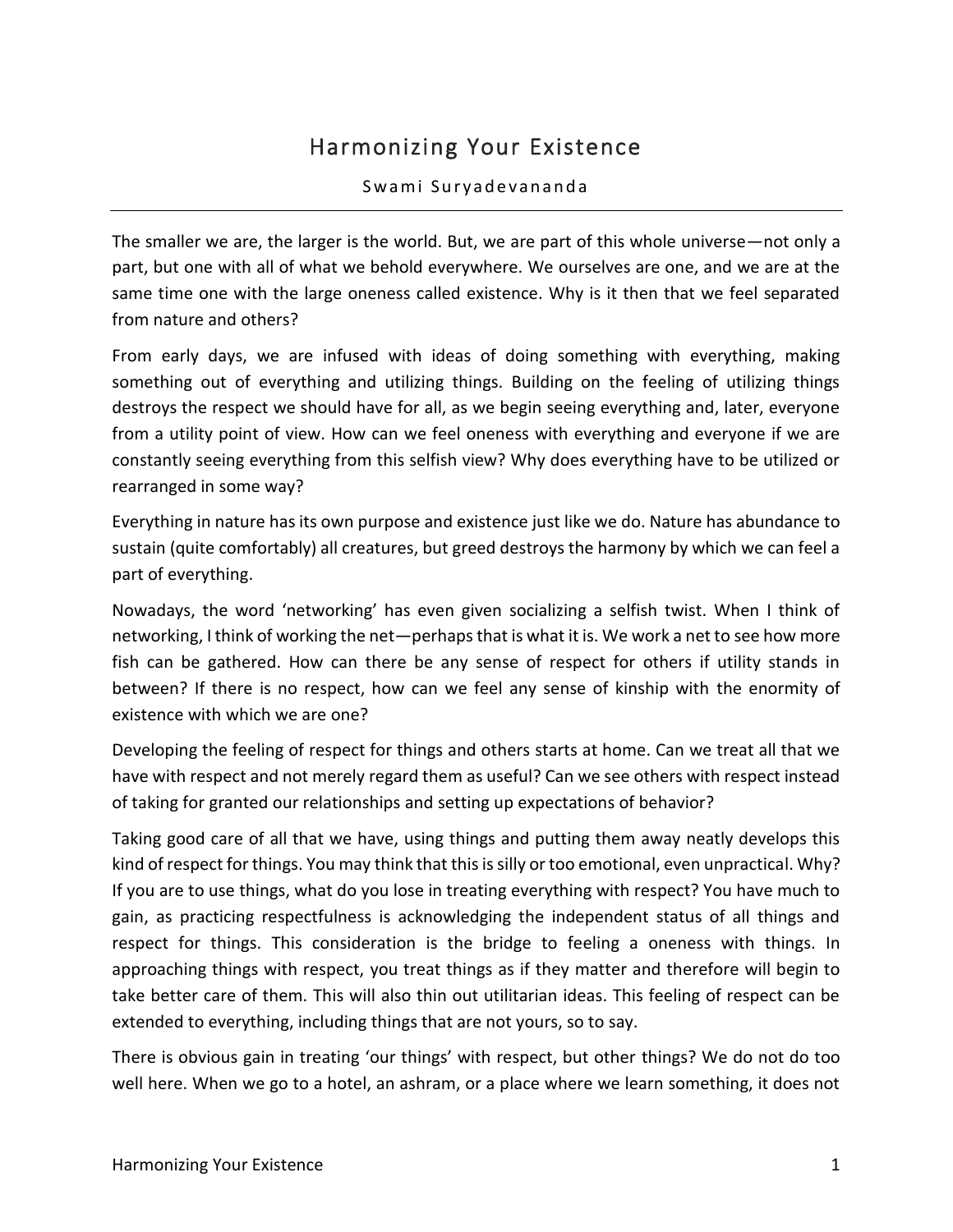# Harmonizing Your Existence

Swami Suryadevananda

---

The smaller we are, the larger is the world. But, we are part of this whole universe—not only a part, but one with all of what we behold everywhere. We ourselves are one, and we are at the same time one with the large oneness called existence. Why is it then that we feel separated from nature and others?

From early days, we are infused with ideas of doing something with everything, making something out of everything and utilizing things. Building on the feeling of utilizing things destroys the respect we should have for all, as we begin seeing everything and, later, everyone from a utility point of view. How can we feel oneness with everything and everyone if we are constantly seeing everything from this selfish view? Why does everything have to be utilized or rearranged in some way?

Everything in nature has its own purpose and existence just like we do. Nature has abundance to sustain (quite comfortably) all creatures, but greed destroys the harmony by which we can feel a part of everything.

Nowadays, the word 'networking' has even given socializing a selfish twist. When I think of networking, I think of working the net—perhaps that is what it is. We work a net to see how more fish can be gathered. How can there be any sense of respect for others if utility stands in between? If there is no respect, how can we feel any sense of kinship with the enormity of existence with which we are one?

Developing the feeling of respect for things and others starts at home. Can we treat all that we have with respect and not merely regard them as useful? Can we see others with respect instead of taking for granted our relationships and setting up expectations of behavior?

Taking good care of all that we have, using things and putting them away neatly develops this kind of respect for things. You may think that this is silly or too emotional, even unpractical. Why? If you are to use things, what do you lose in treating everything with respect? You have much to gain, as practicing respectfulness is acknowledging the independent status of all things and respect for things. This consideration is the bridge to feeling a oneness with things. In approaching things with respect, you treat things as if they matter and therefore will begin to take better care of them. This will also thin out utilitarian ideas. This feeling of respect can be extended to everything, including things that are not yours, so to say.

There is obvious gain in treating 'our things' with respect, but other things? We do not do too well here. When we go to a hotel, an ashram, or a place where we learn something, it does not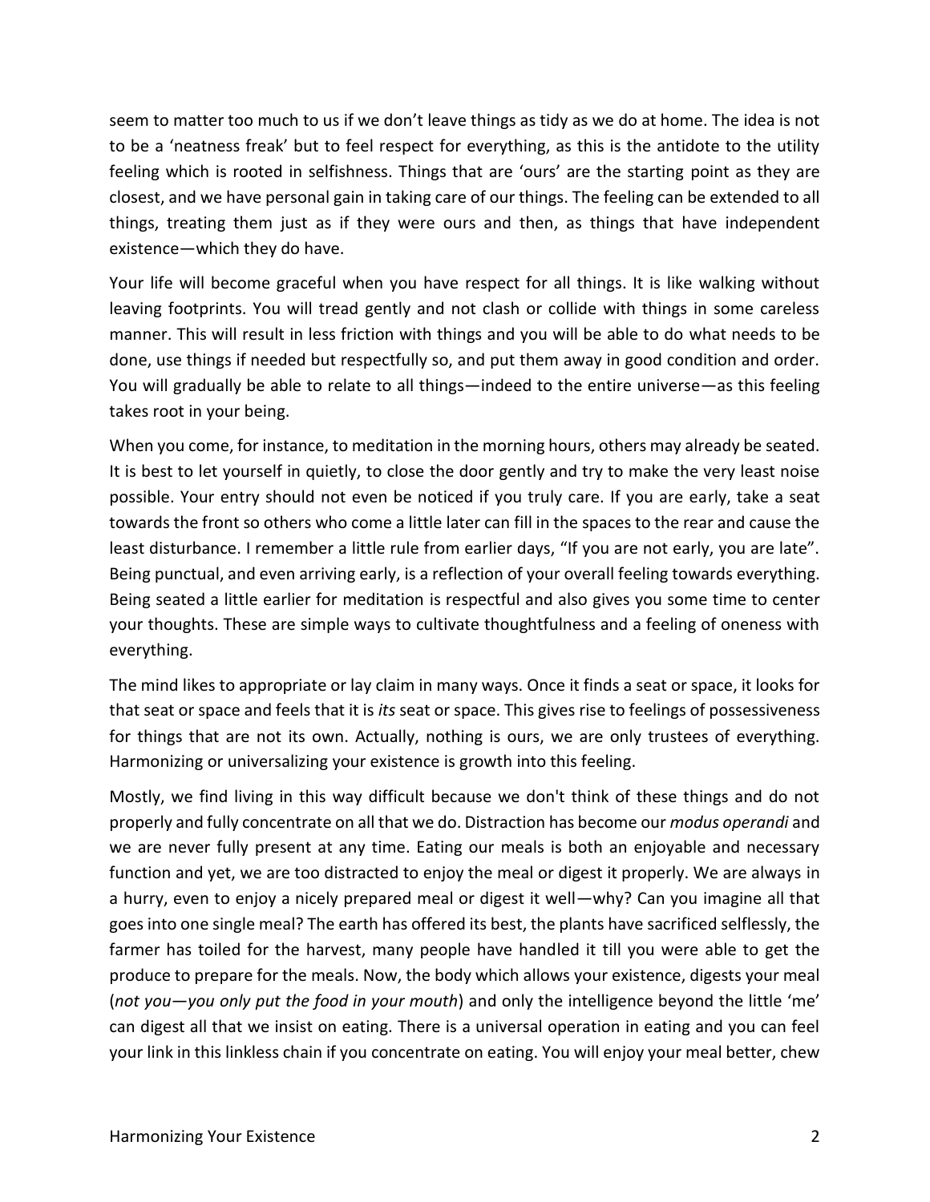seem to matter too much to us if we don't leave things as tidy as we do at home. The idea is not to be a 'neatness freak' but to feel respect for everything, as this is the antidote to the utility feeling which is rooted in selfishness. Things that are 'ours' are the starting point as they are closest, and we have personal gain in taking care of our things. The feeling can be extended to all things, treating them just as if they were ours and then, as things that have independent existence—which they do have.

Your life will become graceful when you have respect for all things. It is like walking without leaving footprints. You will tread gently and not clash or collide with things in some careless manner. This will result in less friction with things and you will be able to do what needs to be done, use things if needed but respectfully so, and put them away in good condition and order. You will gradually be able to relate to all things—indeed to the entire universe—as this feeling takes root in your being.

When you come, for instance, to meditation in the morning hours, others may already be seated. It is best to let yourself in quietly, to close the door gently and try to make the very least noise possible. Your entry should not even be noticed if you truly care. If you are early, take a seat towards the front so others who come a little later can fill in the spaces to the rear and cause the least disturbance. I remember a little rule from earlier days, "If you are not early, you are late". Being punctual, and even arriving early, is a reflection of your overall feeling towards everything. Being seated a little earlier for meditation is respectful and also gives you some time to center your thoughts. These are simple ways to cultivate thoughtfulness and a feeling of oneness with everything.

The mind likes to appropriate or lay claim in many ways. Once it finds a seat or space, it looks for that seat or space and feels that it is *its* seat or space. This gives rise to feelings of possessiveness for things that are not its own. Actually, nothing is ours, we are only trustees of everything. Harmonizing or universalizing your existence is growth into this feeling.

Mostly, we find living in this way difficult because we don't think of these things and do not properly and fully concentrate on all that we do. Distraction has become our *modus operandi* and we are never fully present at any time. Eating our meals is both an enjoyable and necessary function and yet, we are too distracted to enjoy the meal or digest it properly. We are always in a hurry, even to enjoy a nicely prepared meal or digest it well—why? Can you imagine all that goes into one single meal? The earth has offered its best, the plants have sacrificed selflessly, the farmer has toiled for the harvest, many people have handled it till you were able to get the produce to prepare for the meals. Now, the body which allows your existence, digests your meal (*not you—you only put the food in your mouth*) and only the intelligence beyond the little 'me' can digest all that we insist on eating. There is a universal operation in eating and you can feel your link in this linkless chain if you concentrate on eating. You will enjoy your meal better, chew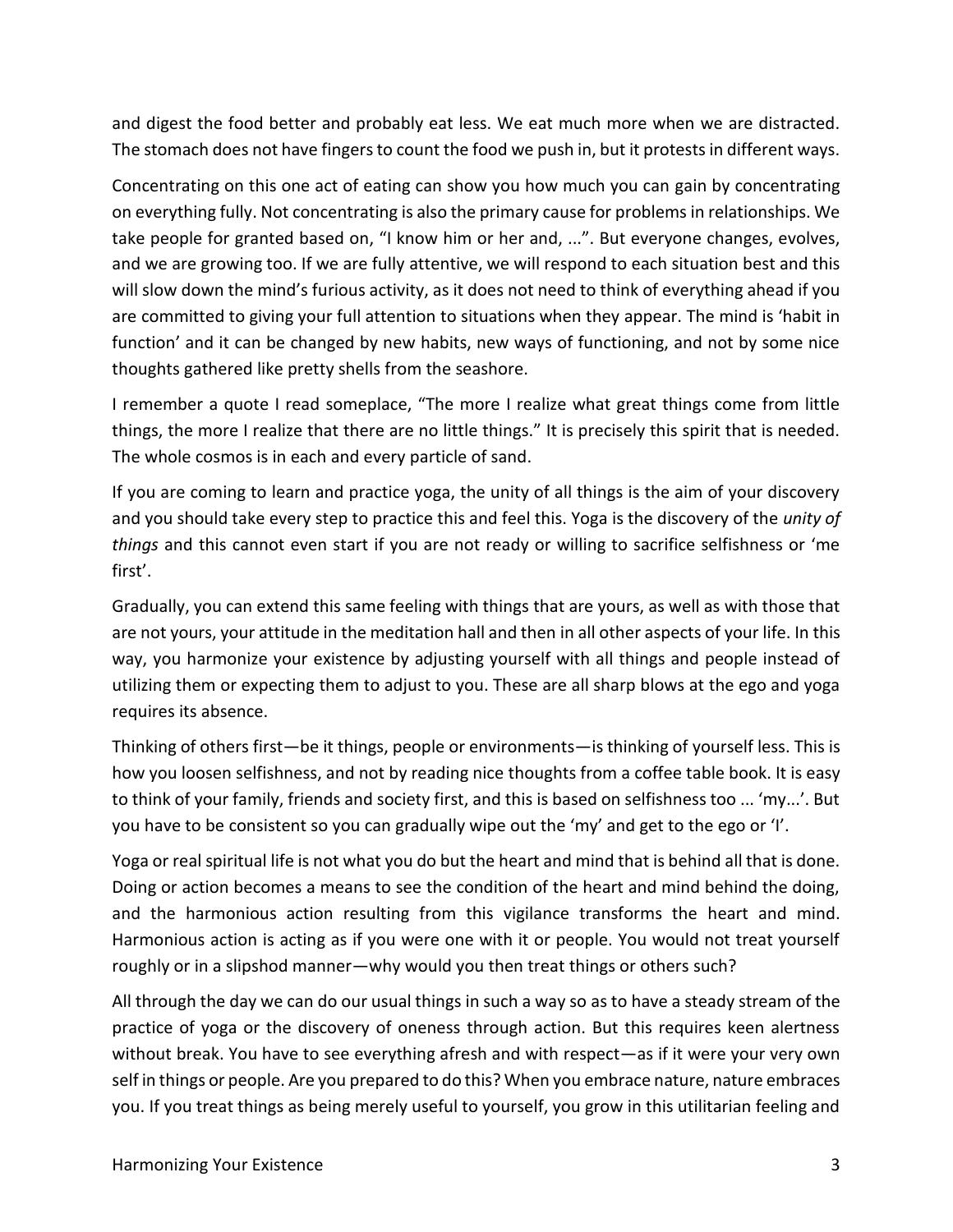and digest the food better and probably eat less. We eat much more when we are distracted. The stomach does not have fingers to count the food we push in, but it protests in different ways.

Concentrating on this one act of eating can show you how much you can gain by concentrating on everything fully. Not concentrating is also the primary cause for problems in relationships. We take people for granted based on, "I know him or her and, ...". But everyone changes, evolves, and we are growing too. If we are fully attentive, we will respond to each situation best and this will slow down the mind's furious activity, as it does not need to think of everything ahead if you are committed to giving your full attention to situations when they appear. The mind is 'habit in function' and it can be changed by new habits, new ways of functioning, and not by some nice thoughts gathered like pretty shells from the seashore.

I remember a quote I read someplace, "The more I realize what great things come from little things, the more I realize that there are no little things." It is precisely this spirit that is needed. The whole cosmos is in each and every particle of sand.

If you are coming to learn and practice yoga, the unity of all things is the aim of your discovery and you should take every step to practice this and feel this. Yoga is the discovery of the *unity of things* and this cannot even start if you are not ready or willing to sacrifice selfishness or 'me first'.

Gradually, you can extend this same feeling with things that are yours, as well as with those that are not yours, your attitude in the meditation hall and then in all other aspects of your life. In this way, you harmonize your existence by adjusting yourself with all things and people instead of utilizing them or expecting them to adjust to you. These are all sharp blows at the ego and yoga requires its absence.

Thinking of others first—be it things, people or environments—is thinking of yourself less. This is how you loosen selfishness, and not by reading nice thoughts from a coffee table book. It is easy to think of your family, friends and society first, and this is based on selfishness too ... 'my...'. But you have to be consistent so you can gradually wipe out the 'my' and get to the ego or 'I'.

Yoga or real spiritual life is not what you do but the heart and mind that is behind all that is done. Doing or action becomes a means to see the condition of the heart and mind behind the doing, and the harmonious action resulting from this vigilance transforms the heart and mind. Harmonious action is acting as if you were one with it or people. You would not treat yourself roughly or in a slipshod manner—why would you then treat things or others such?

All through the day we can do our usual things in such a way so as to have a steady stream of the practice of yoga or the discovery of oneness through action. But this requires keen alertness without break. You have to see everything afresh and with respect—as if it were your very own self in things or people. Are you prepared to do this? When you embrace nature, nature embraces you. If you treat things as being merely useful to yourself, you grow in this utilitarian feeling and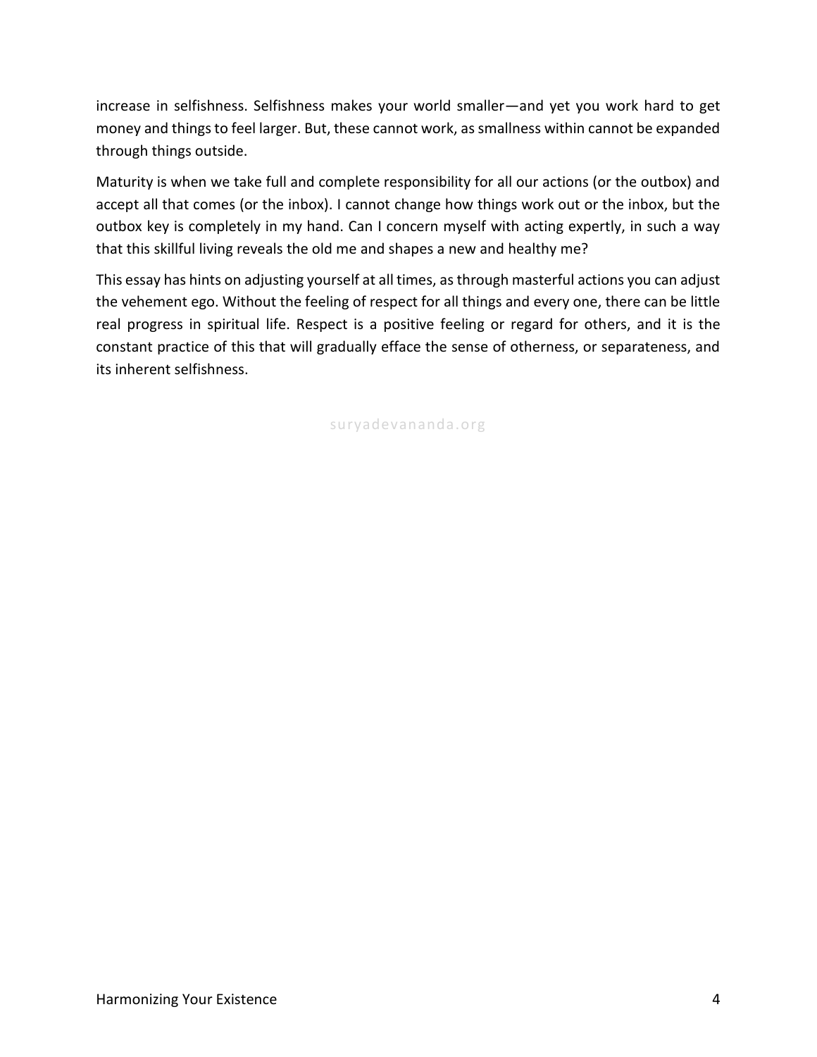increase in selfishness. Selfishness makes your world smaller—and yet you work hard to get money and things to feel larger. But, these cannot work, as smallness within cannot be expanded through things outside.

Maturity is when we take full and complete responsibility for all our actions (or the outbox) and accept all that comes (or the inbox). I cannot change how things work out or the inbox, but the outbox key is completely in my hand. Can I concern myself with acting expertly, in such a way that this skillful living reveals the old me and shapes a new and healthy me?

This essay has hints on adjusting yourself at all times, as through masterful actions you can adjust the vehement ego. Without the feeling of respect for all things and every one, there can be little real progress in spiritual life. Respect is a positive feeling or regard for others, and it is the constant practice of this that will gradually efface the sense of otherness, or separateness, and its inherent selfishness.

suryadevananda.org